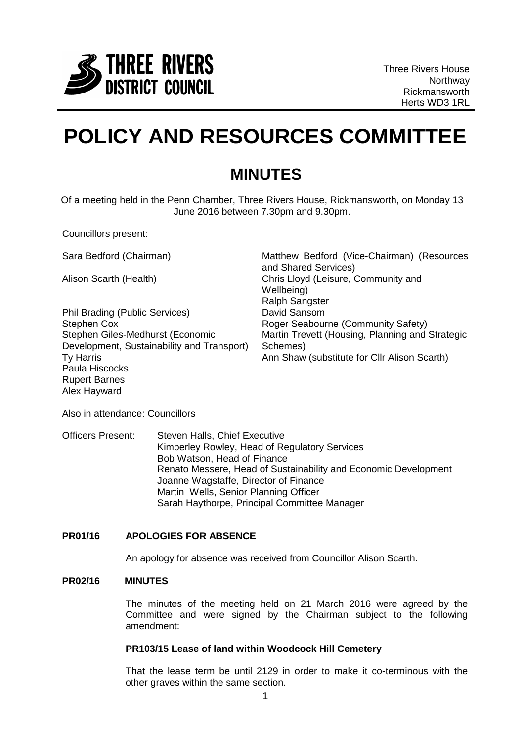**THREE RIVERS DISTRICT COUNCIL**

Three Rivers House
Northway
Rickmansworth
Herts WD3 1RL

# POLICY AND RESOURCES COMMITTEE

## MINUTES

Of a meeting held in the Penn Chamber, Three Rivers House, Rickmansworth, on Monday 13 June 2016 between 7.30pm and 9.30pm.

Councillors present:

Sara Bedford (Chairman)
Alison Scarth (Health)
Phil Brading (Public Services)
Stephen Cox
Stephen Giles-Medhurst (Economic Development, Sustainability and Transport)
Ty Harris
Paula Hiscocks
Rupert Barnes
Alex Hayward
Matthew Bedford (Vice-Chairman) (Resources and Shared Services)
Chris Lloyd (Leisure, Community and Wellbeing)
Ralph Sangster
David Sansom
Roger Seabourne (Community Safety)
Martin Trevett (Housing, Planning and Strategic Schemes)
Ann Shaw (substitute for Cllr Alison Scarth)

Also in attendance: Councillors

Officers Present:
Steven Halls, Chief Executive
Kimberley Rowley, Head of Regulatory Services
Bob Watson, Head of Finance
Renato Messere, Head of Sustainability and Economic Development
Joanne Wagstaffe, Director of Finance
Martin Wells, Senior Planning Officer
Sarah Haythorpe, Principal Committee Manager

**PR01/16 APOLOGIES FOR ABSENCE**

An apology for absence was received from Councillor Alison Scarth.

**PR02/16 MINUTES**

The minutes of the meeting held on 21 March 2016 were agreed by the Committee and were signed by the Chairman subject to the following amendment:

**PR103/15 Lease of land within Woodcock Hill Cemetery**

That the lease term be until 2129 in order to make it co-terminous with the other graves within the same section.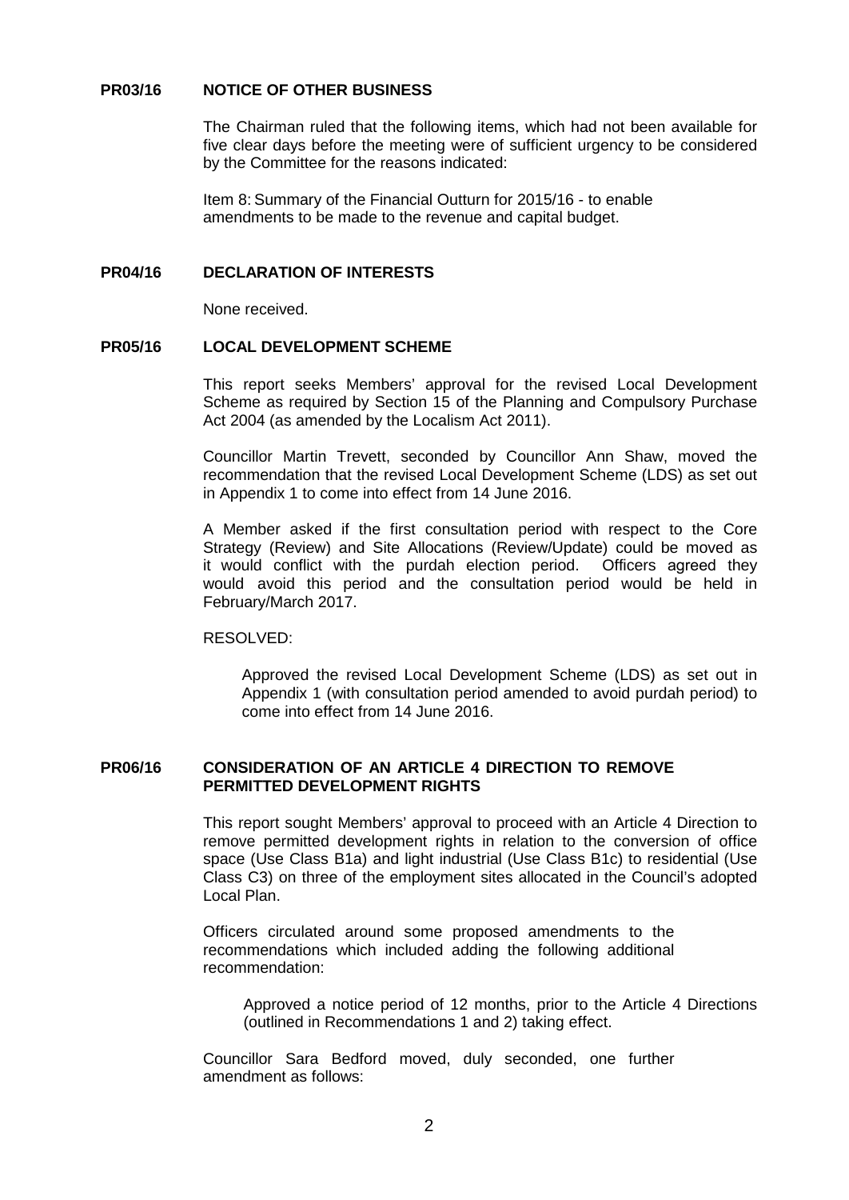**PR03/16 NOTICE OF OTHER BUSINESS**

The Chairman ruled that the following items, which had not been available for five clear days before the meeting were of sufficient urgency to be considered by the Committee for the reasons indicated:

Item 8: Summary of the Financial Outturn for 2015/16 - to enable amendments to be made to the revenue and capital budget.

**PR04/16 DECLARATION OF INTERESTS**

None received.

**PR05/16 LOCAL DEVELOPMENT SCHEME**

This report seeks Members' approval for the revised Local Development Scheme as required by Section 15 of the Planning and Compulsory Purchase Act 2004 (as amended by the Localism Act 2011).

Councillor Martin Trevett, seconded by Councillor Ann Shaw, moved the recommendation that the revised Local Development Scheme (LDS) as set out in Appendix 1 to come into effect from 14 June 2016.

A Member asked if the first consultation period with respect to the Core Strategy (Review) and Site Allocations (Review/Update) could be moved as it would conflict with the purdah election period. Officers agreed they would avoid this period and the consultation period would be held in February/March 2017.

RESOLVED:

> Approved the revised Local Development Scheme (LDS) as set out in Appendix 1 (with consultation period amended to avoid purdah period) to come into effect from 14 June 2016.

**PR06/16 CONSIDERATION OF AN ARTICLE 4 DIRECTION TO REMOVE PERMITTED DEVELOPMENT RIGHTS**

This report sought Members' approval to proceed with an Article 4 Direction to remove permitted development rights in relation to the conversion of office space (Use Class B1a) and light industrial (Use Class B1c) to residential (Use Class C3) on three of the employment sites allocated in the Council's adopted Local Plan.

Officers circulated around some proposed amendments to the recommendations which included adding the following additional recommendation:

> Approved a notice period of 12 months, prior to the Article 4 Directions (outlined in Recommendations 1 and 2) taking effect.

Councillor Sara Bedford moved, duly seconded, one further amendment as follows: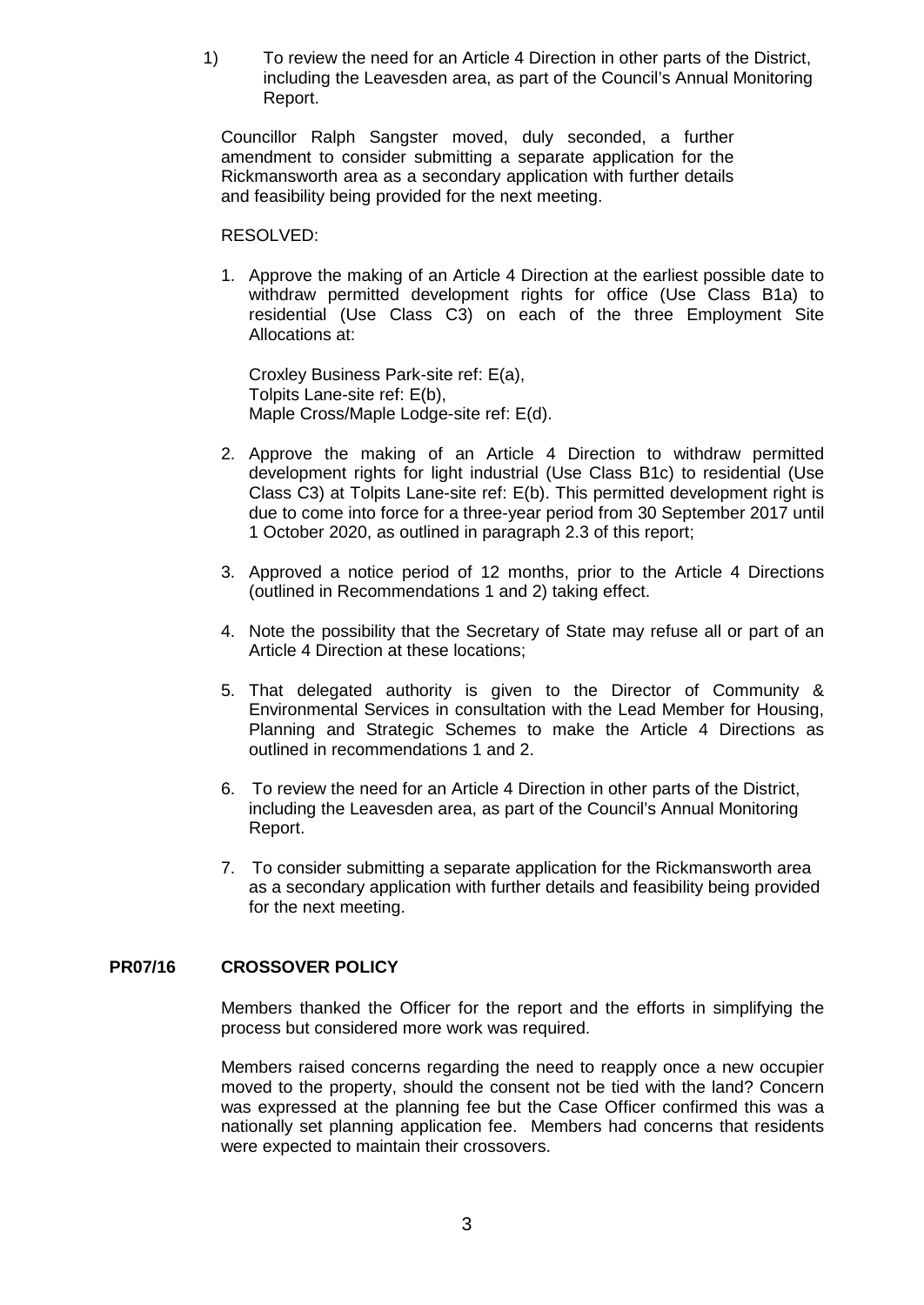1) To review the need for an Article 4 Direction in other parts of the District, including the Leavesden area, as part of the Council's Annual Monitoring Report.

Councillor Ralph Sangster moved, duly seconded, a further amendment to consider submitting a separate application for the Rickmansworth area as a secondary application with further details and feasibility being provided for the next meeting.

RESOLVED:

1. Approve the making of an Article 4 Direction at the earliest possible date to withdraw permitted development rights for office (Use Class B1a) to residential (Use Class C3) on each of the three Employment Site Allocations at:

   Croxley Business Park-site ref: E(a),
   Tolpits Lane-site ref: E(b),
   Maple Cross/Maple Lodge-site ref: E(d).

2. Approve the making of an Article 4 Direction to withdraw permitted development rights for light industrial (Use Class B1c) to residential (Use Class C3) at Tolpits Lane-site ref: E(b). This permitted development right is due to come into force for a three-year period from 30 September 2017 until 1 October 2020, as outlined in paragraph 2.3 of this report;

3. Approved a notice period of 12 months, prior to the Article 4 Directions (outlined in Recommendations 1 and 2) taking effect.

4. Note the possibility that the Secretary of State may refuse all or part of an Article 4 Direction at these locations;

5. That delegated authority is given to the Director of Community & Environmental Services in consultation with the Lead Member for Housing, Planning and Strategic Schemes to make the Article 4 Directions as outlined in recommendations 1 and 2.

6. To review the need for an Article 4 Direction in other parts of the District, including the Leavesden area, as part of the Council's Annual Monitoring Report.

7. To consider submitting a separate application for the Rickmansworth area as a secondary application with further details and feasibility being provided for the next meeting.

## PR07/16 CROSSOVER POLICY

Members thanked the Officer for the report and the efforts in simplifying the process but considered more work was required.

Members raised concerns regarding the need to reapply once a new occupier moved to the property, should the consent not be tied with the land? Concern was expressed at the planning fee but the Case Officer confirmed this was a nationally set planning application fee. Members had concerns that residents were expected to maintain their crossovers.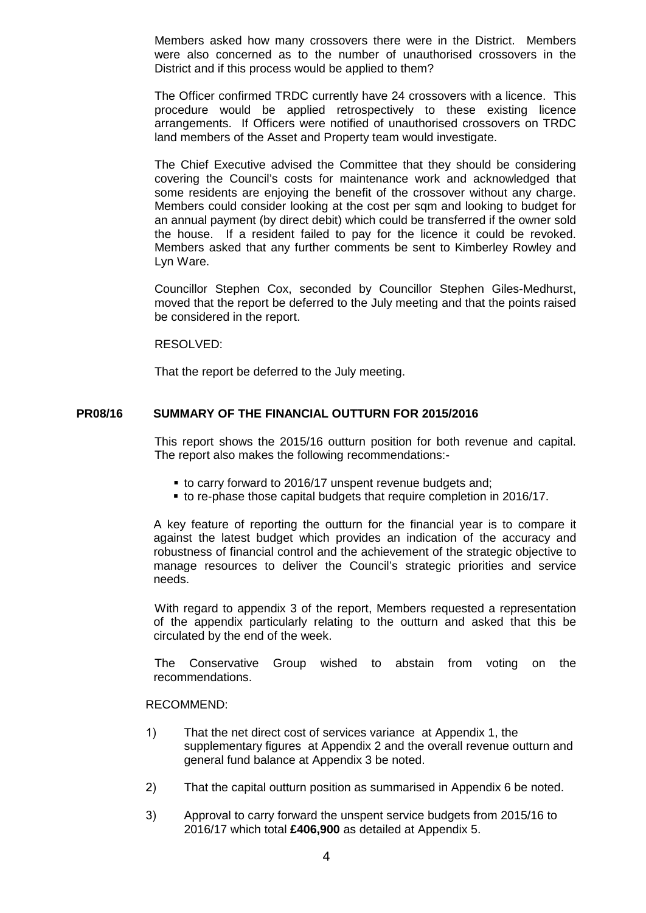Members asked how many crossovers there were in the District. Members were also concerned as to the number of unauthorised crossovers in the District and if this process would be applied to them?

The Officer confirmed TRDC currently have 24 crossovers with a licence. This procedure would be applied retrospectively to these existing licence arrangements. If Officers were notified of unauthorised crossovers on TRDC land members of the Asset and Property team would investigate.

The Chief Executive advised the Committee that they should be considering covering the Council's costs for maintenance work and acknowledged that some residents are enjoying the benefit of the crossover without any charge. Members could consider looking at the cost per sqm and looking to budget for an annual payment (by direct debit) which could be transferred if the owner sold the house. If a resident failed to pay for the licence it could be revoked. Members asked that any further comments be sent to Kimberley Rowley and Lyn Ware.

Councillor Stephen Cox, seconded by Councillor Stephen Giles-Medhurst, moved that the report be deferred to the July meeting and that the points raised be considered in the report.

RESOLVED:

That the report be deferred to the July meeting.

## PR08/16 SUMMARY OF THE FINANCIAL OUTTURN FOR 2015/2016

This report shows the 2015/16 outturn position for both revenue and capital. The report also makes the following recommendations:-

- to carry forward to 2016/17 unspent revenue budgets and;
- to re-phase those capital budgets that require completion in 2016/17.

A key feature of reporting the outturn for the financial year is to compare it against the latest budget which provides an indication of the accuracy and robustness of financial control and the achievement of the strategic objective to manage resources to deliver the Council's strategic priorities and service needs.

With regard to appendix 3 of the report, Members requested a representation of the appendix particularly relating to the outturn and asked that this be circulated by the end of the week.

The Conservative Group wished to abstain from voting on the recommendations.

RECOMMEND:

1) That the net direct cost of services variance at Appendix 1, the supplementary figures at Appendix 2 and the overall revenue outturn and general fund balance at Appendix 3 be noted.

2) That the capital outturn position as summarised in Appendix 6 be noted.

3) Approval to carry forward the unspent service budgets from 2015/16 to 2016/17 which total **£406,900** as detailed at Appendix 5.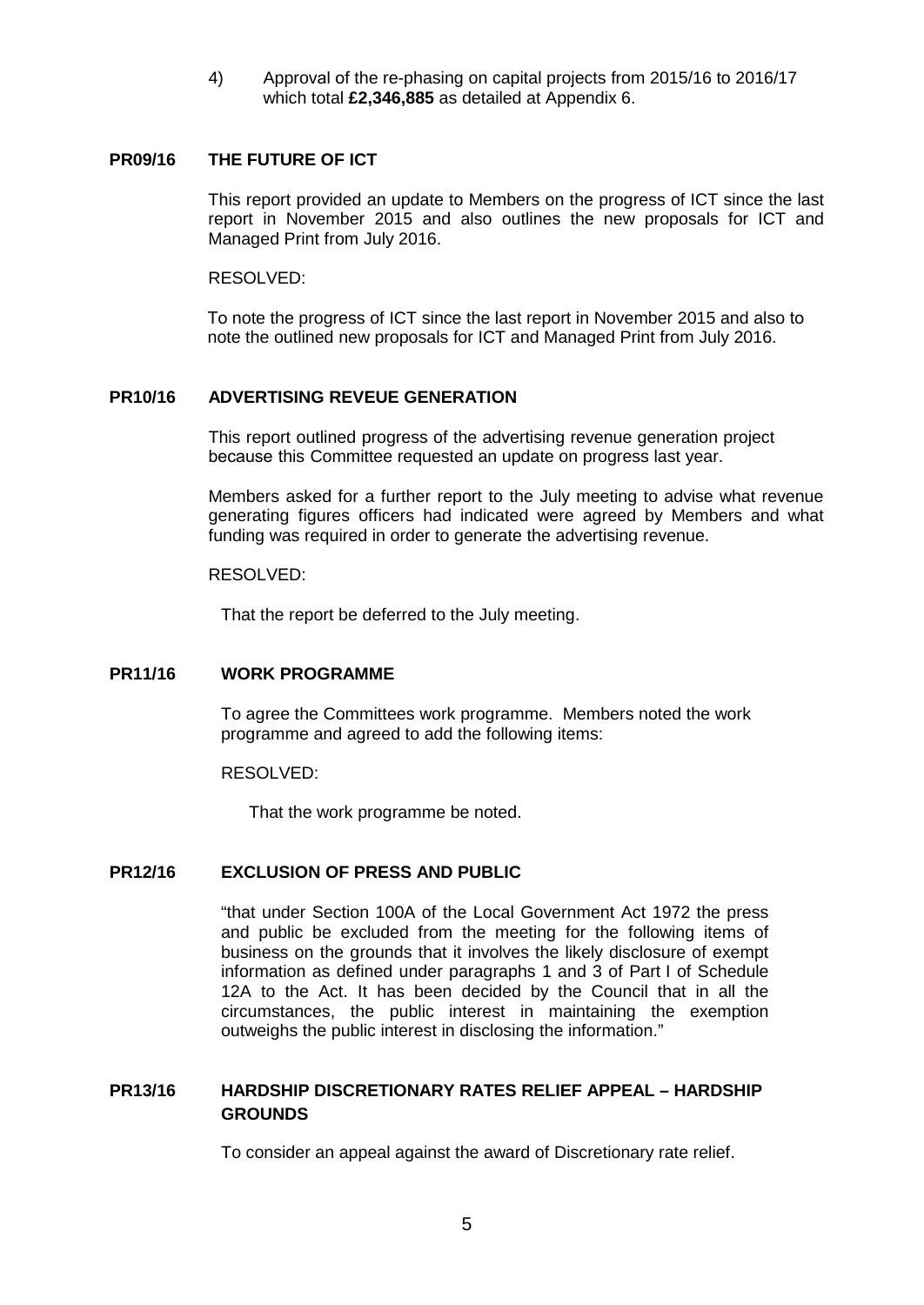4) Approval of the re-phasing on capital projects from 2015/16 to 2016/17 which total **£2,346,885** as detailed at Appendix 6.

## PR09/16 THE FUTURE OF ICT

This report provided an update to Members on the progress of ICT since the last report in November 2015 and also outlines the new proposals for ICT and Managed Print from July 2016.

RESOLVED:

To note the progress of ICT since the last report in November 2015 and also to note the outlined new proposals for ICT and Managed Print from July 2016.

## PR10/16 ADVERTISING REVEUE GENERATION

This report outlined progress of the advertising revenue generation project because this Committee requested an update on progress last year.

Members asked for a further report to the July meeting to advise what revenue generating figures officers had indicated were agreed by Members and what funding was required in order to generate the advertising revenue.

RESOLVED:

That the report be deferred to the July meeting.

## PR11/16 WORK PROGRAMME

To agree the Committees work programme. Members noted the work programme and agreed to add the following items:

RESOLVED:

That the work programme be noted.

## PR12/16 EXCLUSION OF PRESS AND PUBLIC

"that under Section 100A of the Local Government Act 1972 the press and public be excluded from the meeting for the following items of business on the grounds that it involves the likely disclosure of exempt information as defined under paragraphs 1 and 3 of Part I of Schedule 12A to the Act. It has been decided by the Council that in all the circumstances, the public interest in maintaining the exemption outweighs the public interest in disclosing the information."

## PR13/16 HARDSHIP DISCRETIONARY RATES RELIEF APPEAL – HARDSHIP GROUNDS

To consider an appeal against the award of Discretionary rate relief.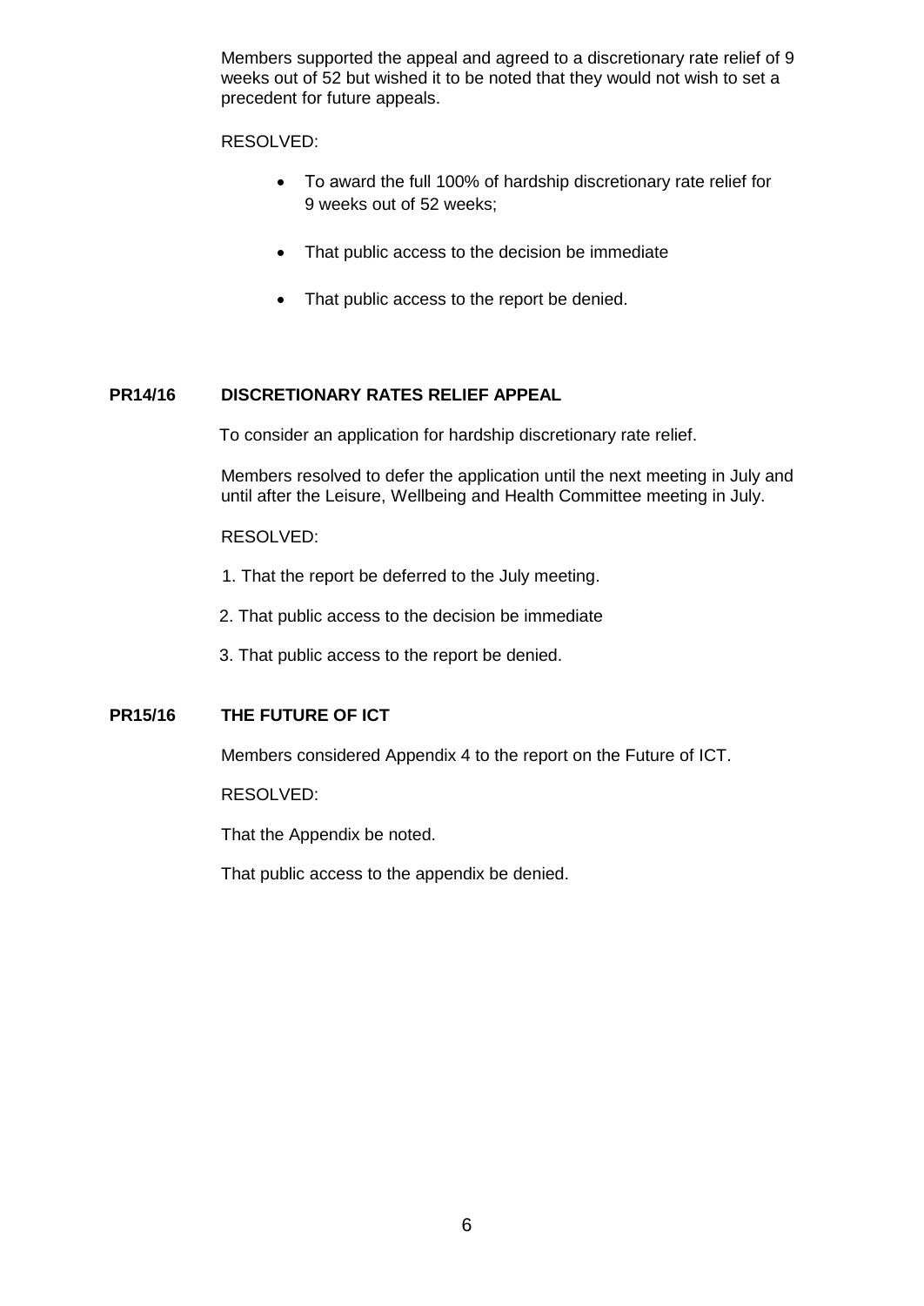Members supported the appeal and agreed to a discretionary rate relief of 9 weeks out of 52 but wished it to be noted that they would not wish to set a precedent for future appeals.

RESOLVED:

- To award the full 100% of hardship discretionary rate relief for 9 weeks out of 52 weeks;
- That public access to the decision be immediate
- That public access to the report be denied.

**PR14/16 DISCRETIONARY RATES RELIEF APPEAL**

To consider an application for hardship discretionary rate relief.

Members resolved to defer the application until the next meeting in July and until after the Leisure, Wellbeing and Health Committee meeting in July.

RESOLVED:

1. That the report be deferred to the July meeting.
2. That public access to the decision be immediate
3. That public access to the report be denied.

**PR15/16 THE FUTURE OF ICT**

Members considered Appendix 4 to the report on the Future of ICT.

RESOLVED:

That the Appendix be noted.

That public access to the appendix be denied.